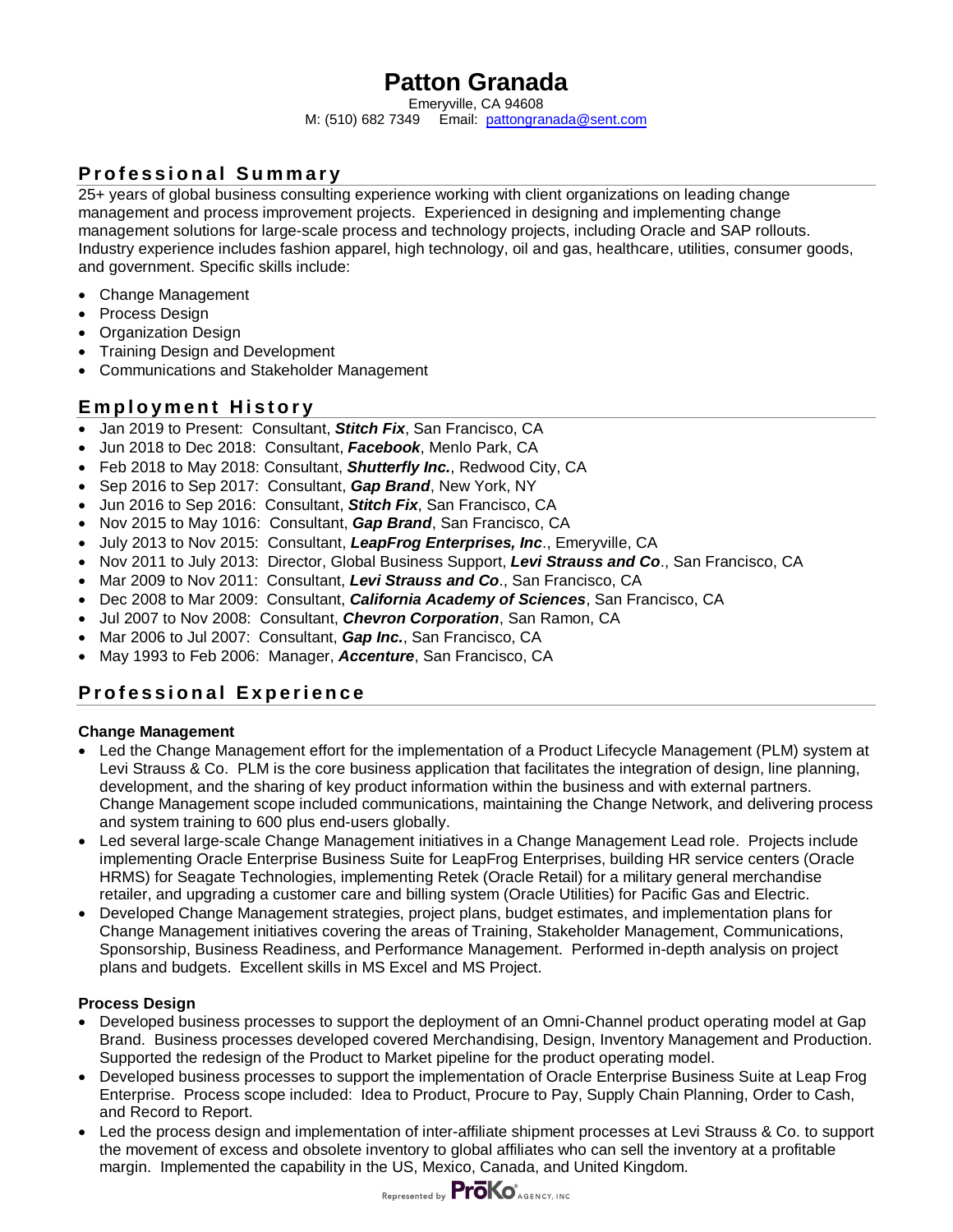# Patton Granada

Emeryville, CA 94608
M: (510) 682 7349 Email: pattongranada@sent.com

## Professional Summary

25+ years of global business consulting experience working with client organizations on leading change management and process improvement projects. Experienced in designing and implementing change management solutions for large-scale process and technology projects, including Oracle and SAP rollouts. Industry experience includes fashion apparel, high technology, oil and gas, healthcare, utilities, consumer goods, and government. Specific skills include:

- Change Management
- Process Design
- Organization Design
- Training Design and Development
- Communications and Stakeholder Management

## Employment History

- Jan 2019 to Present: Consultant, ***Stitch Fix***, San Francisco, CA
- Jun 2018 to Dec 2018: Consultant, ***Facebook***, Menlo Park, CA
- Feb 2018 to May 2018: Consultant, ***Shutterfly Inc.***, Redwood City, CA
- Sep 2016 to Sep 2017: Consultant, ***Gap Brand***, New York, NY
- Jun 2016 to Sep 2016: Consultant, ***Stitch Fix***, San Francisco, CA
- Nov 2015 to May 1016: Consultant, ***Gap Brand***, San Francisco, CA
- July 2013 to Nov 2015: Consultant, ***LeapFrog Enterprises, Inc***., Emeryville, CA
- Nov 2011 to July 2013: Director, Global Business Support, ***Levi Strauss and Co***., San Francisco, CA
- Mar 2009 to Nov 2011: Consultant, ***Levi Strauss and Co***., San Francisco, CA
- Dec 2008 to Mar 2009: Consultant, ***California Academy of Sciences***, San Francisco, CA
- Jul 2007 to Nov 2008: Consultant, ***Chevron Corporation***, San Ramon, CA
- Mar 2006 to Jul 2007: Consultant, ***Gap Inc.***, San Francisco, CA
- May 1993 to Feb 2006: Manager, ***Accenture***, San Francisco, CA

## Professional Experience

### Change Management

- Led the Change Management effort for the implementation of a Product Lifecycle Management (PLM) system at Levi Strauss & Co. PLM is the core business application that facilitates the integration of design, line planning, development, and the sharing of key product information within the business and with external partners. Change Management scope included communications, maintaining the Change Network, and delivering process and system training to 600 plus end-users globally.
- Led several large-scale Change Management initiatives in a Change Management Lead role. Projects include implementing Oracle Enterprise Business Suite for LeapFrog Enterprises, building HR service centers (Oracle HRMS) for Seagate Technologies, implementing Retek (Oracle Retail) for a military general merchandise retailer, and upgrading a customer care and billing system (Oracle Utilities) for Pacific Gas and Electric.
- Developed Change Management strategies, project plans, budget estimates, and implementation plans for Change Management initiatives covering the areas of Training, Stakeholder Management, Communications, Sponsorship, Business Readiness, and Performance Management. Performed in-depth analysis on project plans and budgets. Excellent skills in MS Excel and MS Project.

### Process Design

- Developed business processes to support the deployment of an Omni-Channel product operating model at Gap Brand. Business processes developed covered Merchandising, Design, Inventory Management and Production. Supported the redesign of the Product to Market pipeline for the product operating model.
- Developed business processes to support the implementation of Oracle Enterprise Business Suite at Leap Frog Enterprise. Process scope included: Idea to Product, Procure to Pay, Supply Chain Planning, Order to Cash, and Record to Report.
- Led the process design and implementation of inter-affiliate shipment processes at Levi Strauss & Co. to support the movement of excess and obsolete inventory to global affiliates who can sell the inventory at a profitable margin. Implemented the capability in the US, Mexico, Canada, and United Kingdom.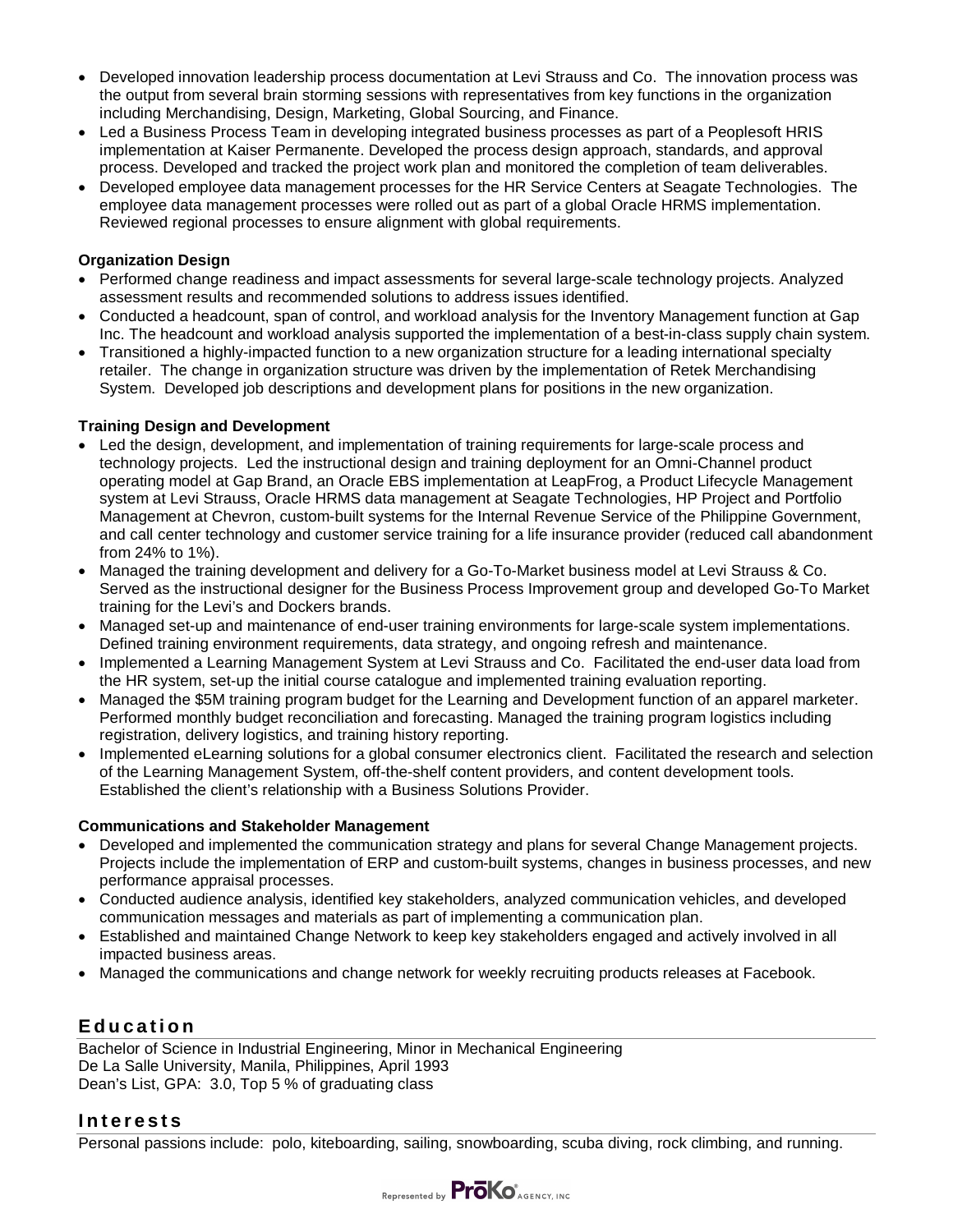- Developed innovation leadership process documentation at Levi Strauss and Co. The innovation process was the output from several brain storming sessions with representatives from key functions in the organization including Merchandising, Design, Marketing, Global Sourcing, and Finance.
- Led a Business Process Team in developing integrated business processes as part of a Peoplesoft HRIS implementation at Kaiser Permanente. Developed the process design approach, standards, and approval process. Developed and tracked the project work plan and monitored the completion of team deliverables.
- Developed employee data management processes for the HR Service Centers at Seagate Technologies. The employee data management processes were rolled out as part of a global Oracle HRMS implementation. Reviewed regional processes to ensure alignment with global requirements.

**Organization Design**

- Performed change readiness and impact assessments for several large-scale technology projects. Analyzed assessment results and recommended solutions to address issues identified.
- Conducted a headcount, span of control, and workload analysis for the Inventory Management function at Gap Inc. The headcount and workload analysis supported the implementation of a best-in-class supply chain system.
- Transitioned a highly-impacted function to a new organization structure for a leading international specialty retailer. The change in organization structure was driven by the implementation of Retek Merchandising System. Developed job descriptions and development plans for positions in the new organization.

**Training Design and Development**

- Led the design, development, and implementation of training requirements for large-scale process and technology projects. Led the instructional design and training deployment for an Omni-Channel product operating model at Gap Brand, an Oracle EBS implementation at LeapFrog, a Product Lifecycle Management system at Levi Strauss, Oracle HRMS data management at Seagate Technologies, HP Project and Portfolio Management at Chevron, custom-built systems for the Internal Revenue Service of the Philippine Government, and call center technology and customer service training for a life insurance provider (reduced call abandonment from 24% to 1%).
- Managed the training development and delivery for a Go-To-Market business model at Levi Strauss & Co. Served as the instructional designer for the Business Process Improvement group and developed Go-To Market training for the Levi's and Dockers brands.
- Managed set-up and maintenance of end-user training environments for large-scale system implementations. Defined training environment requirements, data strategy, and ongoing refresh and maintenance.
- Implemented a Learning Management System at Levi Strauss and Co. Facilitated the end-user data load from the HR system, set-up the initial course catalogue and implemented training evaluation reporting.
- Managed the $5M training program budget for the Learning and Development function of an apparel marketer. Performed monthly budget reconciliation and forecasting. Managed the training program logistics including registration, delivery logistics, and training history reporting.
- Implemented eLearning solutions for a global consumer electronics client. Facilitated the research and selection of the Learning Management System, off-the-shelf content providers, and content development tools. Established the client's relationship with a Business Solutions Provider.

**Communications and Stakeholder Management**

- Developed and implemented the communication strategy and plans for several Change Management projects. Projects include the implementation of ERP and custom-built systems, changes in business processes, and new performance appraisal processes.
- Conducted audience analysis, identified key stakeholders, analyzed communication vehicles, and developed communication messages and materials as part of implementing a communication plan.
- Established and maintained Change Network to keep key stakeholders engaged and actively involved in all impacted business areas.
- Managed the communications and change network for weekly recruiting products releases at Facebook.

## Education

Bachelor of Science in Industrial Engineering, Minor in Mechanical Engineering
De La Salle University, Manila, Philippines, April 1993
Dean's List, GPA: 3.0, Top 5 % of graduating class

## Interests

Personal passions include: polo, kiteboarding, sailing, snowboarding, scuba diving, rock climbing, and running.

Represented by ProKo AGENCY, INC